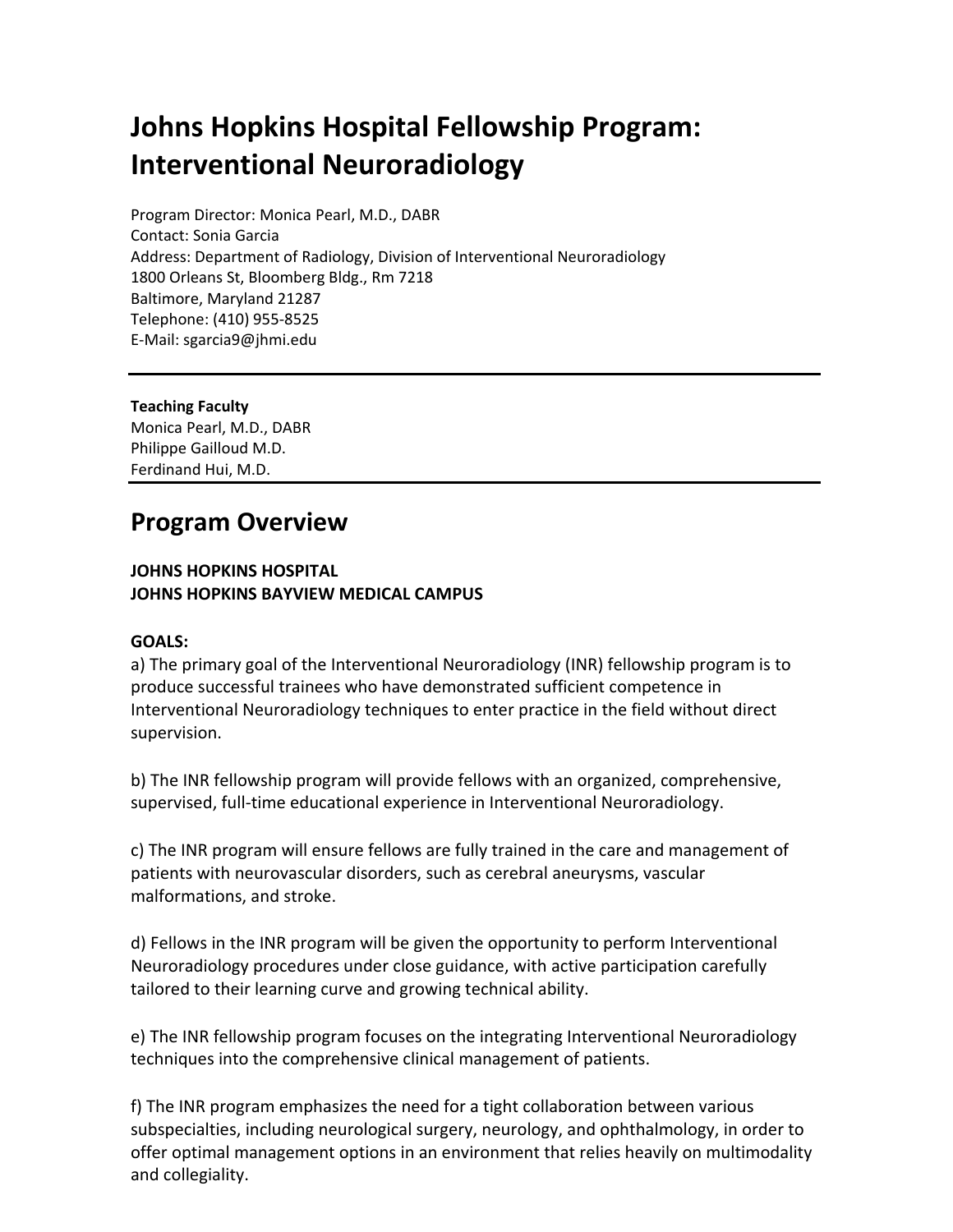# Johns Hopkins Hospital Fellowship Program: Interventional Neuroradiology

Program Director: Monica Pearl, M.D., DABR
Contact: Sonia Garcia
Address: Department of Radiology, Division of Interventional Neuroradiology
1800 Orleans St, Bloomberg Bldg., Rm 7218
Baltimore, Maryland 21287
Telephone: (410) 955-8525
E-Mail: sgarcia9@jhmi.edu

---

**Teaching Faculty**
Monica Pearl, M.D., DABR
Philippe Gailloud M.D.
Ferdinand Hui, M.D.

---

## Program Overview

**JOHNS HOPKINS HOSPITAL**
**JOHNS HOPKINS BAYVIEW MEDICAL CAMPUS**

**GOALS:**
a) The primary goal of the Interventional Neuroradiology (INR) fellowship program is to produce successful trainees who have demonstrated sufficient competence in Interventional Neuroradiology techniques to enter practice in the field without direct supervision.

b) The INR fellowship program will provide fellows with an organized, comprehensive, supervised, full-time educational experience in Interventional Neuroradiology.

c) The INR program will ensure fellows are fully trained in the care and management of patients with neurovascular disorders, such as cerebral aneurysms, vascular malformations, and stroke.

d) Fellows in the INR program will be given the opportunity to perform Interventional Neuroradiology procedures under close guidance, with active participation carefully tailored to their learning curve and growing technical ability.

e) The INR fellowship program focuses on the integrating Interventional Neuroradiology techniques into the comprehensive clinical management of patients.

f) The INR program emphasizes the need for a tight collaboration between various subspecialties, including neurological surgery, neurology, and ophthalmology, in order to offer optimal management options in an environment that relies heavily on multimodality and collegiality.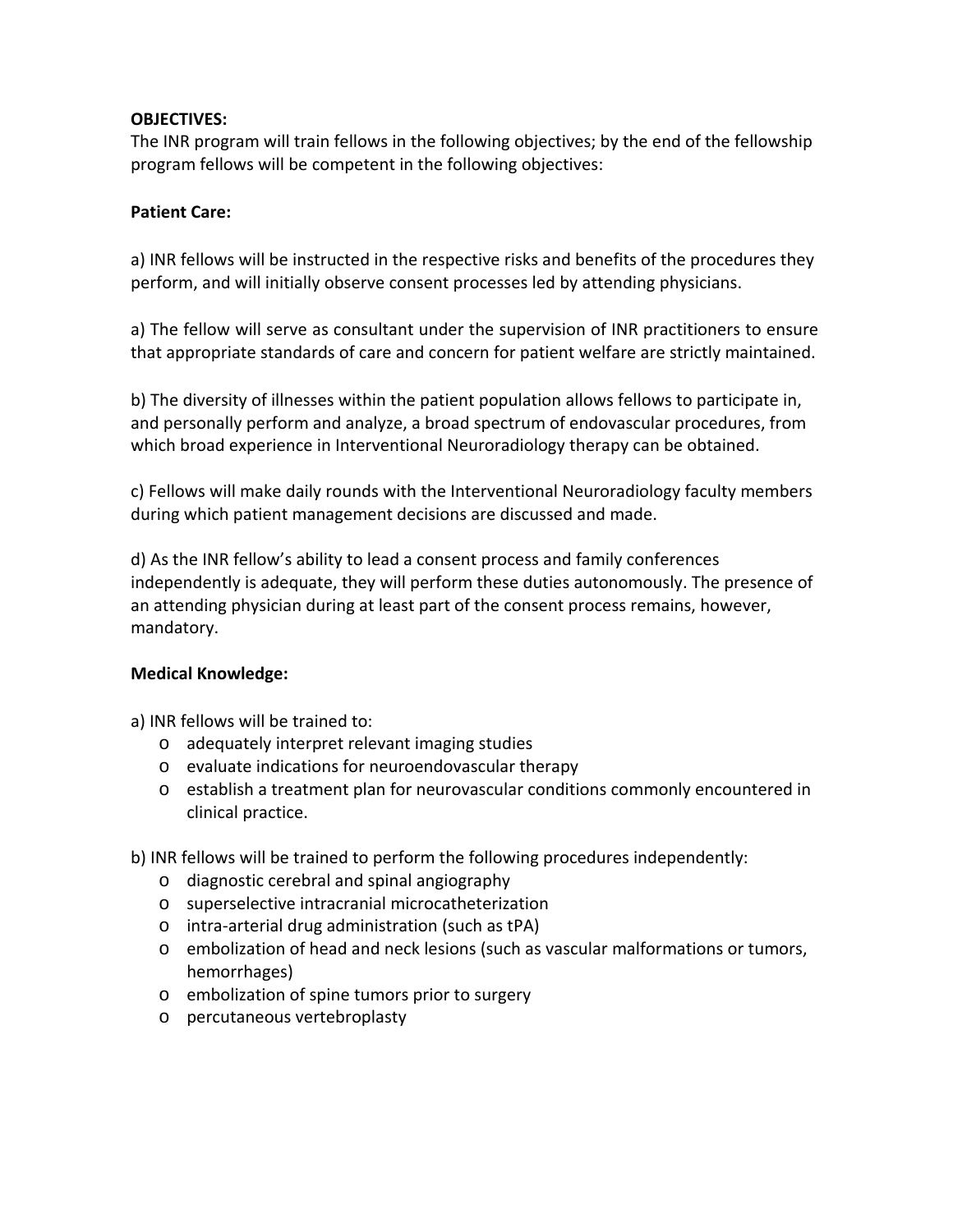**OBJECTIVES:**

The INR program will train fellows in the following objectives; by the end of the fellowship program fellows will be competent in the following objectives:

**Patient Care:**

a) INR fellows will be instructed in the respective risks and benefits of the procedures they perform, and will initially observe consent processes led by attending physicians.

a) The fellow will serve as consultant under the supervision of INR practitioners to ensure that appropriate standards of care and concern for patient welfare are strictly maintained.

b) The diversity of illnesses within the patient population allows fellows to participate in, and personally perform and analyze, a broad spectrum of endovascular procedures, from which broad experience in Interventional Neuroradiology therapy can be obtained.

c) Fellows will make daily rounds with the Interventional Neuroradiology faculty members during which patient management decisions are discussed and made.

d) As the INR fellow's ability to lead a consent process and family conferences independently is adequate, they will perform these duties autonomously. The presence of an attending physician during at least part of the consent process remains, however, mandatory.

**Medical Knowledge:**

a) INR fellows will be trained to:

- adequately interpret relevant imaging studies
- evaluate indications for neuroendovascular therapy
- establish a treatment plan for neurovascular conditions commonly encountered in clinical practice.

b) INR fellows will be trained to perform the following procedures independently:

- diagnostic cerebral and spinal angiography
- superselective intracranial microcatheterization
- intra-arterial drug administration (such as tPA)
- embolization of head and neck lesions (such as vascular malformations or tumors, hemorrhages)
- embolization of spine tumors prior to surgery
- percutaneous vertebroplasty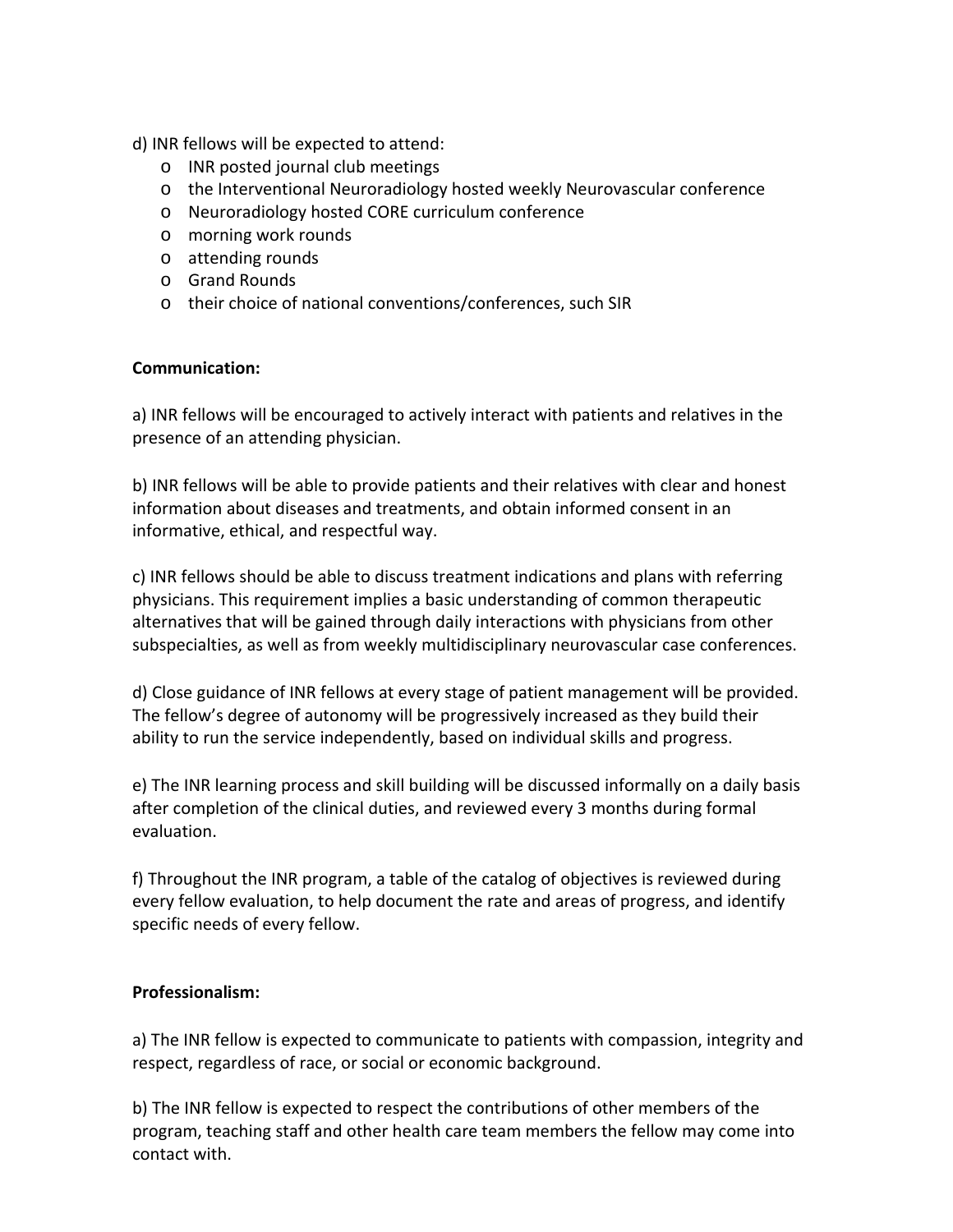d) INR fellows will be expected to attend:

- INR posted journal club meetings
- the Interventional Neuroradiology hosted weekly Neurovascular conference
- Neuroradiology hosted CORE curriculum conference
- morning work rounds
- attending rounds
- Grand Rounds
- their choice of national conventions/conferences, such SIR

**Communication:**

a) INR fellows will be encouraged to actively interact with patients and relatives in the presence of an attending physician.

b) INR fellows will be able to provide patients and their relatives with clear and honest information about diseases and treatments, and obtain informed consent in an informative, ethical, and respectful way.

c) INR fellows should be able to discuss treatment indications and plans with referring physicians. This requirement implies a basic understanding of common therapeutic alternatives that will be gained through daily interactions with physicians from other subspecialties, as well as from weekly multidisciplinary neurovascular case conferences.

d) Close guidance of INR fellows at every stage of patient management will be provided. The fellow's degree of autonomy will be progressively increased as they build their ability to run the service independently, based on individual skills and progress.

e) The INR learning process and skill building will be discussed informally on a daily basis after completion of the clinical duties, and reviewed every 3 months during formal evaluation.

f) Throughout the INR program, a table of the catalog of objectives is reviewed during every fellow evaluation, to help document the rate and areas of progress, and identify specific needs of every fellow.

**Professionalism:**

a) The INR fellow is expected to communicate to patients with compassion, integrity and respect, regardless of race, or social or economic background.

b) The INR fellow is expected to respect the contributions of other members of the program, teaching staff and other health care team members the fellow may come into contact with.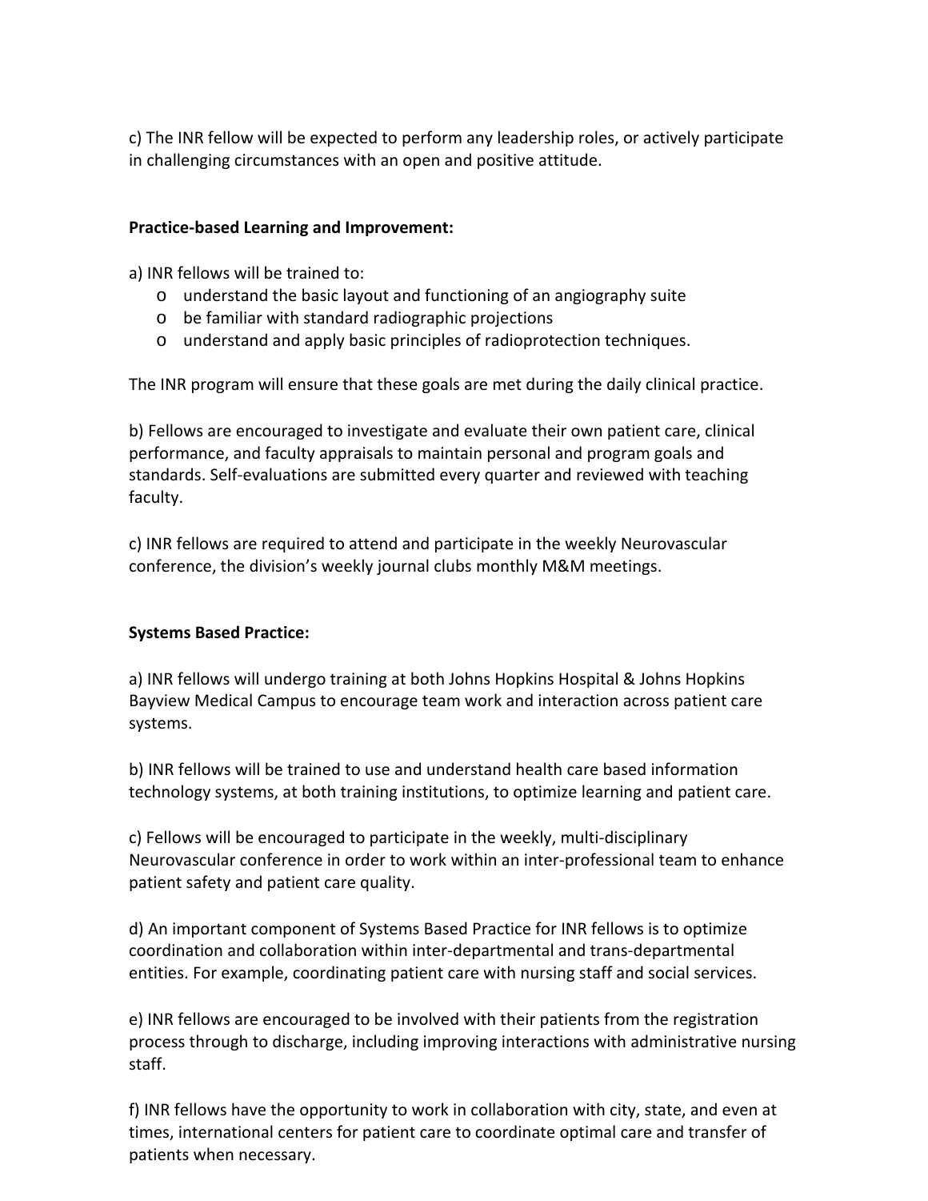c) The INR fellow will be expected to perform any leadership roles, or actively participate in challenging circumstances with an open and positive attitude.

**Practice-based Learning and Improvement:**

a) INR fellows will be trained to:

- understand the basic layout and functioning of an angiography suite
- be familiar with standard radiographic projections
- understand and apply basic principles of radioprotection techniques.

The INR program will ensure that these goals are met during the daily clinical practice.

b) Fellows are encouraged to investigate and evaluate their own patient care, clinical performance, and faculty appraisals to maintain personal and program goals and standards. Self-evaluations are submitted every quarter and reviewed with teaching faculty.

c) INR fellows are required to attend and participate in the weekly Neurovascular conference, the division's weekly journal clubs monthly M&M meetings.

**Systems Based Practice:**

a) INR fellows will undergo training at both Johns Hopkins Hospital & Johns Hopkins Bayview Medical Campus to encourage team work and interaction across patient care systems.

b) INR fellows will be trained to use and understand health care based information technology systems, at both training institutions, to optimize learning and patient care.

c) Fellows will be encouraged to participate in the weekly, multi-disciplinary Neurovascular conference in order to work within an inter-professional team to enhance patient safety and patient care quality.

d) An important component of Systems Based Practice for INR fellows is to optimize coordination and collaboration within inter-departmental and trans-departmental entities. For example, coordinating patient care with nursing staff and social services.

e) INR fellows are encouraged to be involved with their patients from the registration process through to discharge, including improving interactions with administrative nursing staff.

f) INR fellows have the opportunity to work in collaboration with city, state, and even at times, international centers for patient care to coordinate optimal care and transfer of patients when necessary.